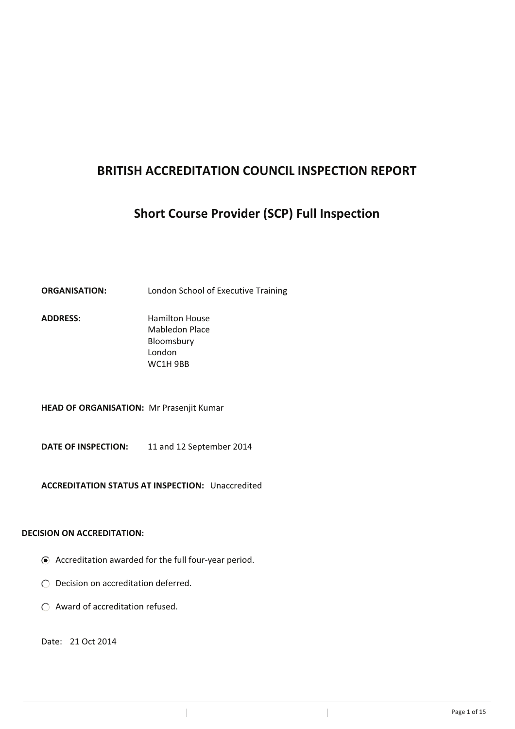# BRITISH ACCREDITATION COUNCIL INSPECTION REPORT

## Short Course Provider (SCP) Full Inspection

**ORGANISATION:** London School of Executive Training

**ADDRESS:** Hamilton House
Mabledon Place
Bloomsbury
London
WC1H 9BB

**HEAD OF ORGANISATION:** Mr Prasenjit Kumar

**DATE OF INSPECTION:** 11 and 12 September 2014

**ACCREDITATION STATUS AT INSPECTION:** Unaccredited

**DECISION ON ACCREDITATION:**

- [x] Accreditation awarded for the full four-year period.
- [ ] Decision on accreditation deferred.
- [ ] Award of accreditation refused.

Date: 21 Oct 2014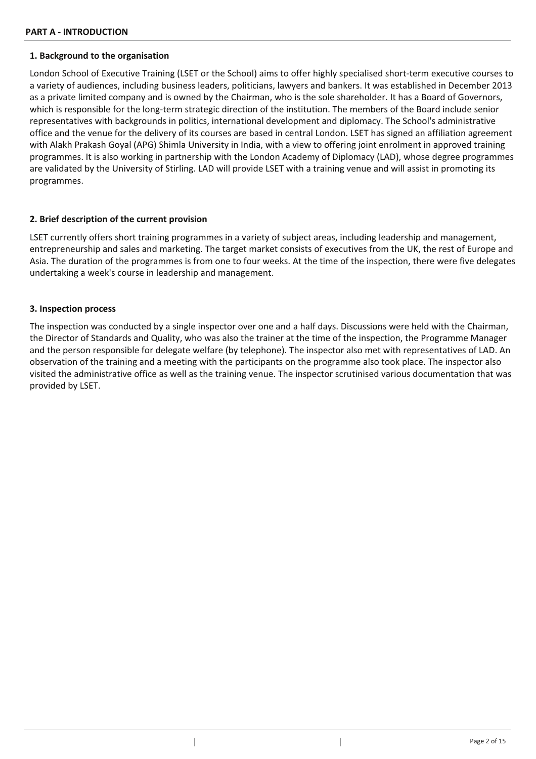## PART A - INTRODUCTION

### 1. Background to the organisation

London School of Executive Training (LSET or the School) aims to offer highly specialised short-term executive courses to a variety of audiences, including business leaders, politicians, lawyers and bankers. It was established in December 2013 as a private limited company and is owned by the Chairman, who is the sole shareholder. It has a Board of Governors, which is responsible for the long-term strategic direction of the institution. The members of the Board include senior representatives with backgrounds in politics, international development and diplomacy. The School's administrative office and the venue for the delivery of its courses are based in central London. LSET has signed an affiliation agreement with Alakh Prakash Goyal (APG) Shimla University in India, with a view to offering joint enrolment in approved training programmes. It is also working in partnership with the London Academy of Diplomacy (LAD), whose degree programmes are validated by the University of Stirling. LAD will provide LSET with a training venue and will assist in promoting its programmes.

### 2. Brief description of the current provision

LSET currently offers short training programmes in a variety of subject areas, including leadership and management, entrepreneurship and sales and marketing. The target market consists of executives from the UK, the rest of Europe and Asia. The duration of the programmes is from one to four weeks. At the time of the inspection, there were five delegates undertaking a week's course in leadership and management.

### 3. Inspection process

The inspection was conducted by a single inspector over one and a half days. Discussions were held with the Chairman, the Director of Standards and Quality, who was also the trainer at the time of the inspection, the Programme Manager and the person responsible for delegate welfare (by telephone). The inspector also met with representatives of LAD. An observation of the training and a meeting with the participants on the programme also took place. The inspector also visited the administrative office as well as the training venue. The inspector scrutinised various documentation that was provided by LSET.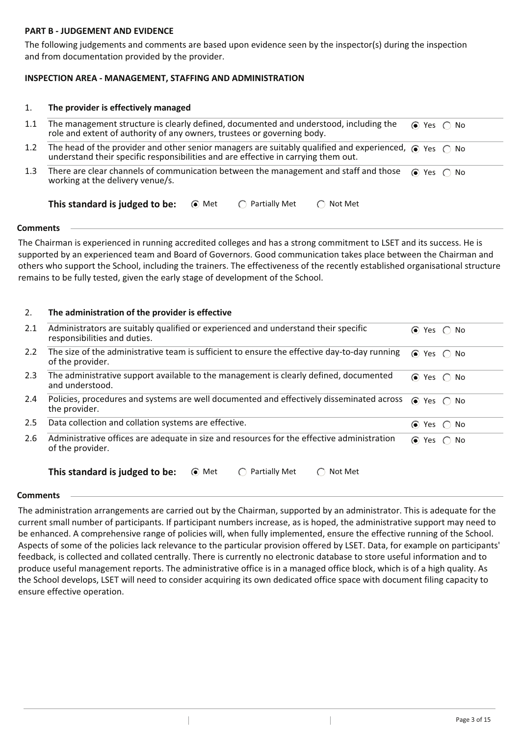**PART B - JUDGEMENT AND EVIDENCE**

The following judgements and comments are based upon evidence seen by the inspector(s) during the inspection and from documentation provided by the provider.

**INSPECTION AREA - MANAGEMENT, STAFFING AND ADMINISTRATION**

### 1. The provider is effectively managed

| | | |
|---|---|---|
| 1.1 | The management structure is clearly defined, documented and understood, including the role and extent of authority of any owners, trustees or governing body. | (•) Yes ( ) No |
| 1.2 | The head of the provider and other senior managers are suitably qualified and experienced, understand their specific responsibilities and are effective in carrying them out. | (•) Yes ( ) No |
| 1.3 | There are clear channels of communication between the management and staff and those working at the delivery venue/s. | (•) Yes ( ) No |

**This standard is judged to be:** (•) Met ( ) Partially Met ( ) Not Met

**Comments**

The Chairman is experienced in running accredited colleges and has a strong commitment to LSET and its success. He is supported by an experienced team and Board of Governors. Good communication takes place between the Chairman and others who support the School, including the trainers. The effectiveness of the recently established organisational structure remains to be fully tested, given the early stage of development of the School.

### 2. The administration of the provider is effective

| | | |
|---|---|---|
| 2.1 | Administrators are suitably qualified or experienced and understand their specific responsibilities and duties. | (•) Yes ( ) No |
| 2.2 | The size of the administrative team is sufficient to ensure the effective day-to-day running of the provider. | (•) Yes ( ) No |
| 2.3 | The administrative support available to the management is clearly defined, documented and understood. | (•) Yes ( ) No |
| 2.4 | Policies, procedures and systems are well documented and effectively disseminated across the provider. | (•) Yes ( ) No |
| 2.5 | Data collection and collation systems are effective. | (•) Yes ( ) No |
| 2.6 | Administrative offices are adequate in size and resources for the effective administration of the provider. | (•) Yes ( ) No |

**This standard is judged to be:** (•) Met ( ) Partially Met ( ) Not Met

**Comments**

The administration arrangements are carried out by the Chairman, supported by an administrator. This is adequate for the current small number of participants. If participant numbers increase, as is hoped, the administrative support may need to be enhanced. A comprehensive range of policies will, when fully implemented, ensure the effective running of the School. Aspects of some of the policies lack relevance to the particular provision offered by LSET. Data, for example on participants' feedback, is collected and collated centrally. There is currently no electronic database to store useful information and to produce useful management reports. The administrative office is in a managed office block, which is of a high quality. As the School develops, LSET will need to consider acquiring its own dedicated office space with document filing capacity to ensure effective operation.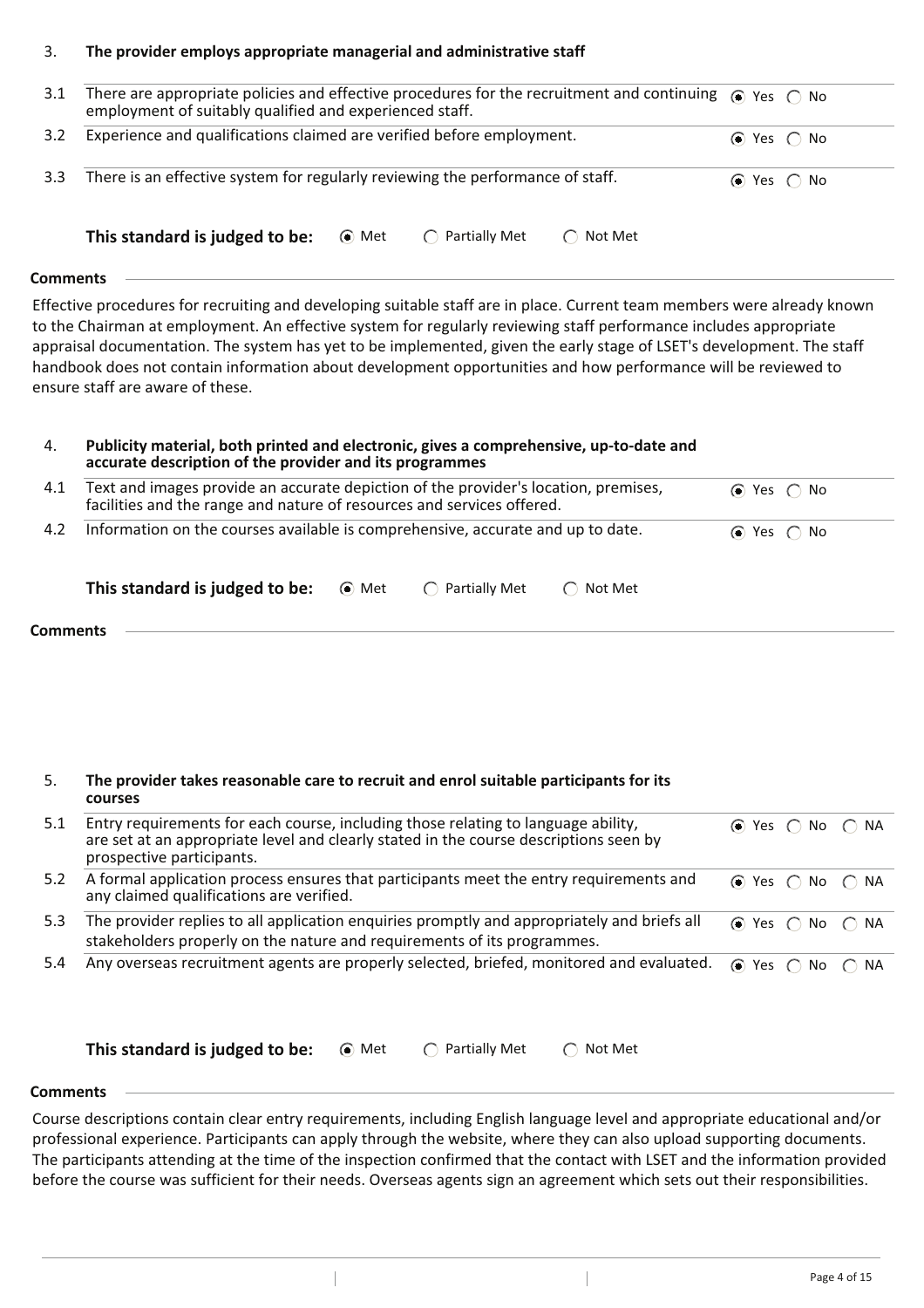### 3. The provider employs appropriate managerial and administrative staff

| | | |
|---|---|---|
| 3.1 | There are appropriate policies and effective procedures for the recruitment and continuing employment of suitably qualified and experienced staff. | ◉ Yes ○ No |
| 3.2 | Experience and qualifications claimed are verified before employment. | ◉ Yes ○ No |
| 3.3 | There is an effective system for regularly reviewing the performance of staff. | ◉ Yes ○ No |

**This standard is judged to be:** ◉ Met ○ Partially Met ○ Not Met

**Comments**

Effective procedures for recruiting and developing suitable staff are in place. Current team members were already known to the Chairman at employment. An effective system for regularly reviewing staff performance includes appropriate appraisal documentation. The system has yet to be implemented, given the early stage of LSET's development. The staff handbook does not contain information about development opportunities and how performance will be reviewed to ensure staff are aware of these.

### 4. Publicity material, both printed and electronic, gives a comprehensive, up-to-date and accurate description of the provider and its programmes

| | | |
|---|---|---|
| 4.1 | Text and images provide an accurate depiction of the provider's location, premises, facilities and the range and nature of resources and services offered. | ◉ Yes ○ No |
| 4.2 | Information on the courses available is comprehensive, accurate and up to date. | ◉ Yes ○ No |

**This standard is judged to be:** ◉ Met ○ Partially Met ○ Not Met

**Comments**

### 5. The provider takes reasonable care to recruit and enrol suitable participants for its courses

| | | |
|---|---|---|
| 5.1 | Entry requirements for each course, including those relating to language ability, are set at an appropriate level and clearly stated in the course descriptions seen by prospective participants. | ◉ Yes ○ No ○ NA |
| 5.2 | A formal application process ensures that participants meet the entry requirements and any claimed qualifications are verified. | ◉ Yes ○ No ○ NA |
| 5.3 | The provider replies to all application enquiries promptly and appropriately and briefs all stakeholders properly on the nature and requirements of its programmes. | ◉ Yes ○ No ○ NA |
| 5.4 | Any overseas recruitment agents are properly selected, briefed, monitored and evaluated. | ◉ Yes ○ No ○ NA |

**This standard is judged to be:** ◉ Met ○ Partially Met ○ Not Met

**Comments**

Course descriptions contain clear entry requirements, including English language level and appropriate educational and/or professional experience. Participants can apply through the website, where they can also upload supporting documents. The participants attending at the time of the inspection confirmed that the contact with LSET and the information provided before the course was sufficient for their needs. Overseas agents sign an agreement which sets out their responsibilities.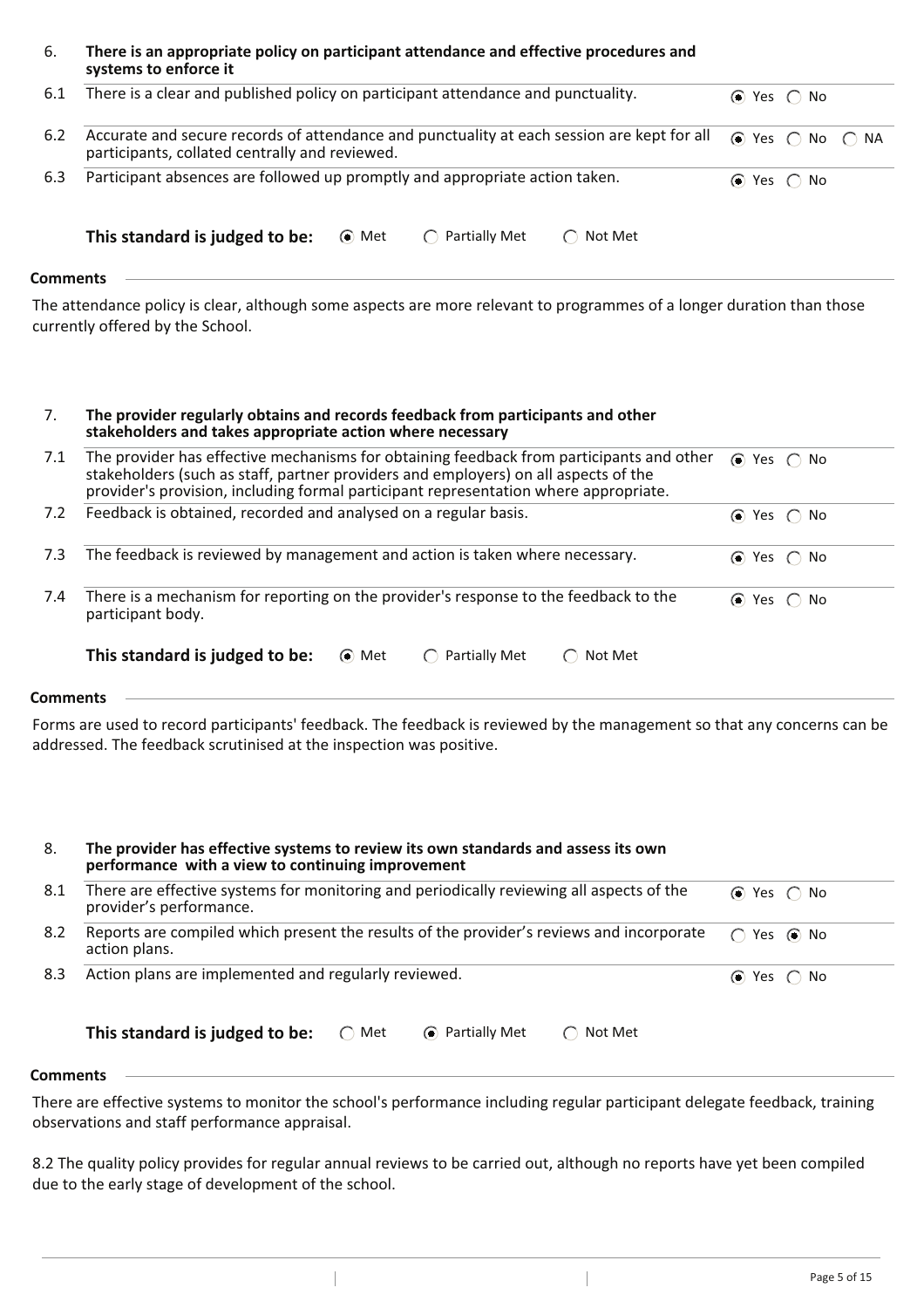## 6. There is an appropriate policy on participant attendance and effective procedures and systems to enforce it

| | | |
|---|---|---|
| 6.1 | There is a clear and published policy on participant attendance and punctuality. | ◉ Yes ◯ No |
| 6.2 | Accurate and secure records of attendance and punctuality at each session are kept for all participants, collated centrally and reviewed. | ◉ Yes ◯ No ◯ NA |
| 6.3 | Participant absences are followed up promptly and appropriate action taken. | ◉ Yes ◯ No |

**This standard is judged to be:** ◉ Met ◯ Partially Met ◯ Not Met

**Comments**

The attendance policy is clear, although some aspects are more relevant to programmes of a longer duration than those currently offered by the School.

## 7. The provider regularly obtains and records feedback from participants and other stakeholders and takes appropriate action where necessary

| | | |
|---|---|---|
| 7.1 | The provider has effective mechanisms for obtaining feedback from participants and other stakeholders (such as staff, partner providers and employers) on all aspects of the provider's provision, including formal participant representation where appropriate. | ◉ Yes ◯ No |
| 7.2 | Feedback is obtained, recorded and analysed on a regular basis. | ◉ Yes ◯ No |
| 7.3 | The feedback is reviewed by management and action is taken where necessary. | ◉ Yes ◯ No |
| 7.4 | There is a mechanism for reporting on the provider's response to the feedback to the participant body. | ◉ Yes ◯ No |

**This standard is judged to be:** ◉ Met ◯ Partially Met ◯ Not Met

**Comments**

Forms are used to record participants' feedback. The feedback is reviewed by the management so that any concerns can be addressed. The feedback scrutinised at the inspection was positive.

## 8. The provider has effective systems to review its own standards and assess its own performance with a view to continuing improvement

| | | |
|---|---|---|
| 8.1 | There are effective systems for monitoring and periodically reviewing all aspects of the provider's performance. | ◉ Yes ◯ No |
| 8.2 | Reports are compiled which present the results of the provider's reviews and incorporate action plans. | ◯ Yes ◉ No |
| 8.3 | Action plans are implemented and regularly reviewed. | ◉ Yes ◯ No |

**This standard is judged to be:** ◯ Met ◉ Partially Met ◯ Not Met

**Comments**

There are effective systems to monitor the school's performance including regular participant delegate feedback, training observations and staff performance appraisal.

8.2 The quality policy provides for regular annual reviews to be carried out, although no reports have yet been compiled due to the early stage of development of the school.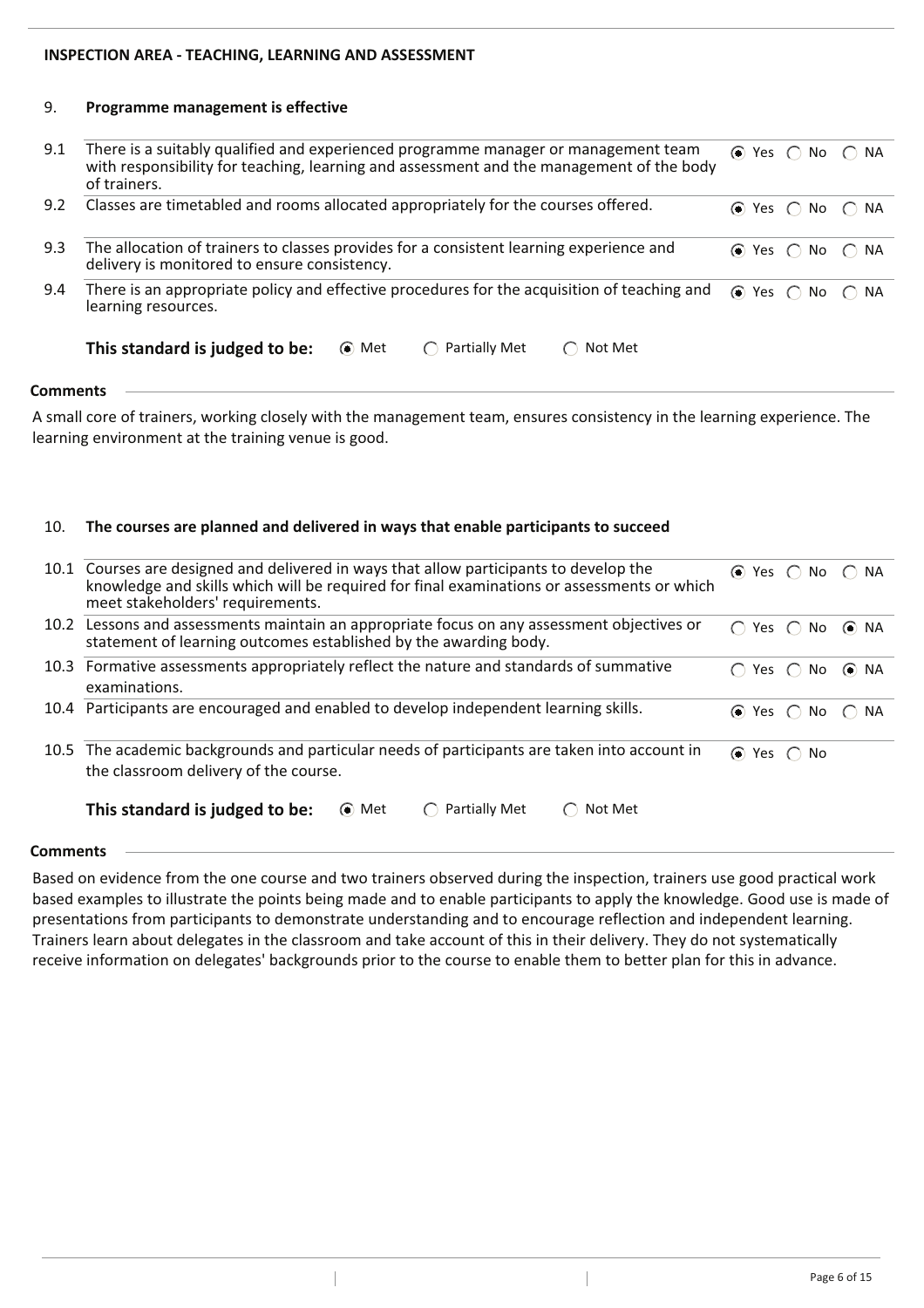**INSPECTION AREA - TEACHING, LEARNING AND ASSESSMENT**

### 9. Programme management is effective

| | | |
|---|---|---|
| 9.1 | There is a suitably qualified and experienced programme manager or management team with responsibility for teaching, learning and assessment and the management of the body of trainers. | ◉ Yes ○ No ○ NA |
| 9.2 | Classes are timetabled and rooms allocated appropriately for the courses offered. | ◉ Yes ○ No ○ NA |
| 9.3 | The allocation of trainers to classes provides for a consistent learning experience and delivery is monitored to ensure consistency. | ◉ Yes ○ No ○ NA |
| 9.4 | There is an appropriate policy and effective procedures for the acquisition of teaching and learning resources. | ◉ Yes ○ No ○ NA |

**This standard is judged to be:** ◉ Met ○ Partially Met ○ Not Met

**Comments**

A small core of trainers, working closely with the management team, ensures consistency in the learning experience. The learning environment at the training venue is good.

### 10. The courses are planned and delivered in ways that enable participants to succeed

| | | |
|---|---|---|
| 10.1 | Courses are designed and delivered in ways that allow participants to develop the knowledge and skills which will be required for final examinations or assessments or which meet stakeholders' requirements. | ◉ Yes ○ No ○ NA |
| 10.2 | Lessons and assessments maintain an appropriate focus on any assessment objectives or statement of learning outcomes established by the awarding body. | ○ Yes ○ No ◉ NA |
| 10.3 | Formative assessments appropriately reflect the nature and standards of summative examinations. | ○ Yes ○ No ◉ NA |
| 10.4 | Participants are encouraged and enabled to develop independent learning skills. | ◉ Yes ○ No ○ NA |
| 10.5 | The academic backgrounds and particular needs of participants are taken into account in the classroom delivery of the course. | ◉ Yes ○ No |

**This standard is judged to be:** ◉ Met ○ Partially Met ○ Not Met

**Comments**

Based on evidence from the one course and two trainers observed during the inspection, trainers use good practical work based examples to illustrate the points being made and to enable participants to apply the knowledge. Good use is made of presentations from participants to demonstrate understanding and to encourage reflection and independent learning. Trainers learn about delegates in the classroom and take account of this in their delivery. They do not systematically receive information on delegates' backgrounds prior to the course to enable them to better plan for this in advance.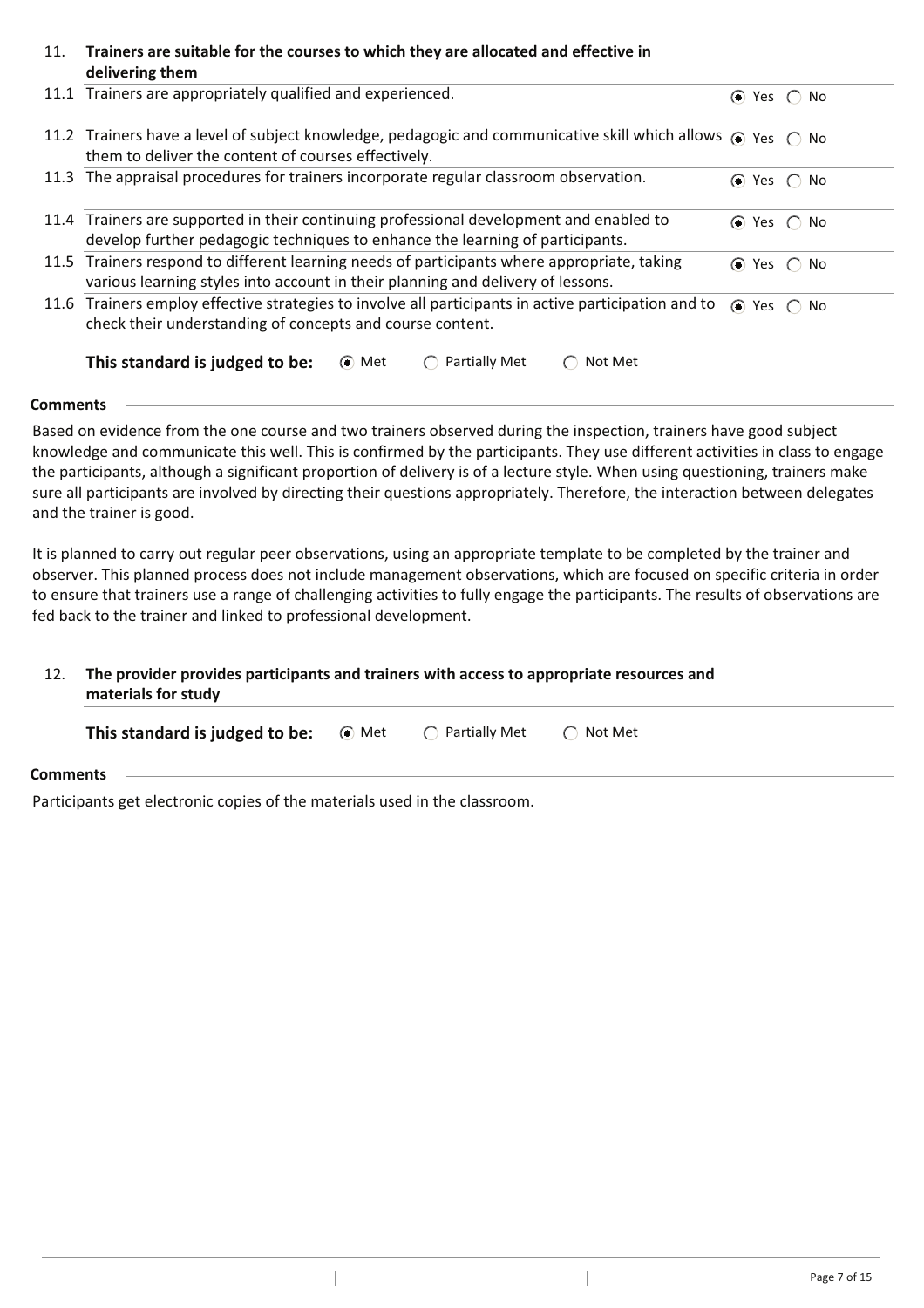## 11. Trainers are suitable for the courses to which they are allocated and effective in delivering them

| | | |
|---|---|---|
| 11.1 | Trainers are appropriately qualified and experienced. | ◉ Yes ○ No |
| 11.2 | Trainers have a level of subject knowledge, pedagogic and communicative skill which allows them to deliver the content of courses effectively. | ◉ Yes ○ No |
| 11.3 | The appraisal procedures for trainers incorporate regular classroom observation. | ◉ Yes ○ No |
| 11.4 | Trainers are supported in their continuing professional development and enabled to develop further pedagogic techniques to enhance the learning of participants. | ◉ Yes ○ No |
| 11.5 | Trainers respond to different learning needs of participants where appropriate, taking various learning styles into account in their planning and delivery of lessons. | ◉ Yes ○ No |
| 11.6 | Trainers employ effective strategies to involve all participants in active participation and to check their understanding of concepts and course content. | ◉ Yes ○ No |

**This standard is judged to be:** ◉ Met ○ Partially Met ○ Not Met

**Comments**

Based on evidence from the one course and two trainers observed during the inspection, trainers have good subject knowledge and communicate this well. This is confirmed by the participants. They use different activities in class to engage the participants, although a significant proportion of delivery is of a lecture style. When using questioning, trainers make sure all participants are involved by directing their questions appropriately. Therefore, the interaction between delegates and the trainer is good.

It is planned to carry out regular peer observations, using an appropriate template to be completed by the trainer and observer. This planned process does not include management observations, which are focused on specific criteria in order to ensure that trainers use a range of challenging activities to fully engage the participants. The results of observations are fed back to the trainer and linked to professional development.

## 12. The provider provides participants and trainers with access to appropriate resources and materials for study

**This standard is judged to be:** ◉ Met ○ Partially Met ○ Not Met

**Comments**

Participants get electronic copies of the materials used in the classroom.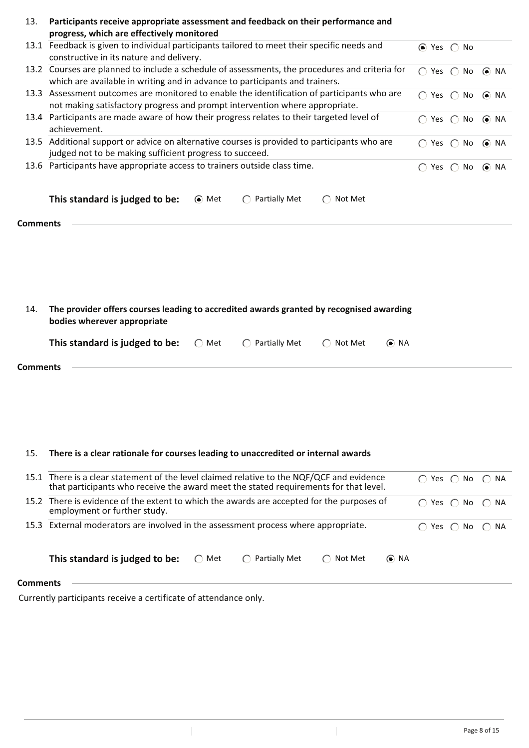## 13. Participants receive appropriate assessment and feedback on their performance and progress, which are effectively monitored

| | | |
|---|---|---|
| 13.1 | Feedback is given to individual participants tailored to meet their specific needs and constructive in its nature and delivery. | (●) Yes ( ) No |
| 13.2 | Courses are planned to include a schedule of assessments, the procedures and criteria for which are available in writing and in advance to participants and trainers. | ( ) Yes ( ) No (●) NA |
| 13.3 | Assessment outcomes are monitored to enable the identification of participants who are not making satisfactory progress and prompt intervention where appropriate. | ( ) Yes ( ) No (●) NA |
| 13.4 | Participants are made aware of how their progress relates to their targeted level of achievement. | ( ) Yes ( ) No (●) NA |
| 13.5 | Additional support or advice on alternative courses is provided to participants who are judged not to be making sufficient progress to succeed. | ( ) Yes ( ) No (●) NA |
| 13.6 | Participants have appropriate access to trainers outside class time. | ( ) Yes ( ) No (●) NA |

**This standard is judged to be:** (●) Met ( ) Partially Met ( ) Not Met

**Comments**

## 14. The provider offers courses leading to accredited awards granted by recognised awarding bodies wherever appropriate

**This standard is judged to be:** ( ) Met ( ) Partially Met ( ) Not Met (●) NA

**Comments**

## 15. There is a clear rationale for courses leading to unaccredited or internal awards

| | | |
|---|---|---|
| 15.1 | There is a clear statement of the level claimed relative to the NQF/QCF and evidence that participants who receive the award meet the stated requirements for that level. | ( ) Yes ( ) No ( ) NA |
| 15.2 | There is evidence of the extent to which the awards are accepted for the purposes of employment or further study. | ( ) Yes ( ) No ( ) NA |
| 15.3 | External moderators are involved in the assessment process where appropriate. | ( ) Yes ( ) No ( ) NA |

**This standard is judged to be:** ( ) Met ( ) Partially Met ( ) Not Met (●) NA

**Comments**

Currently participants receive a certificate of attendance only.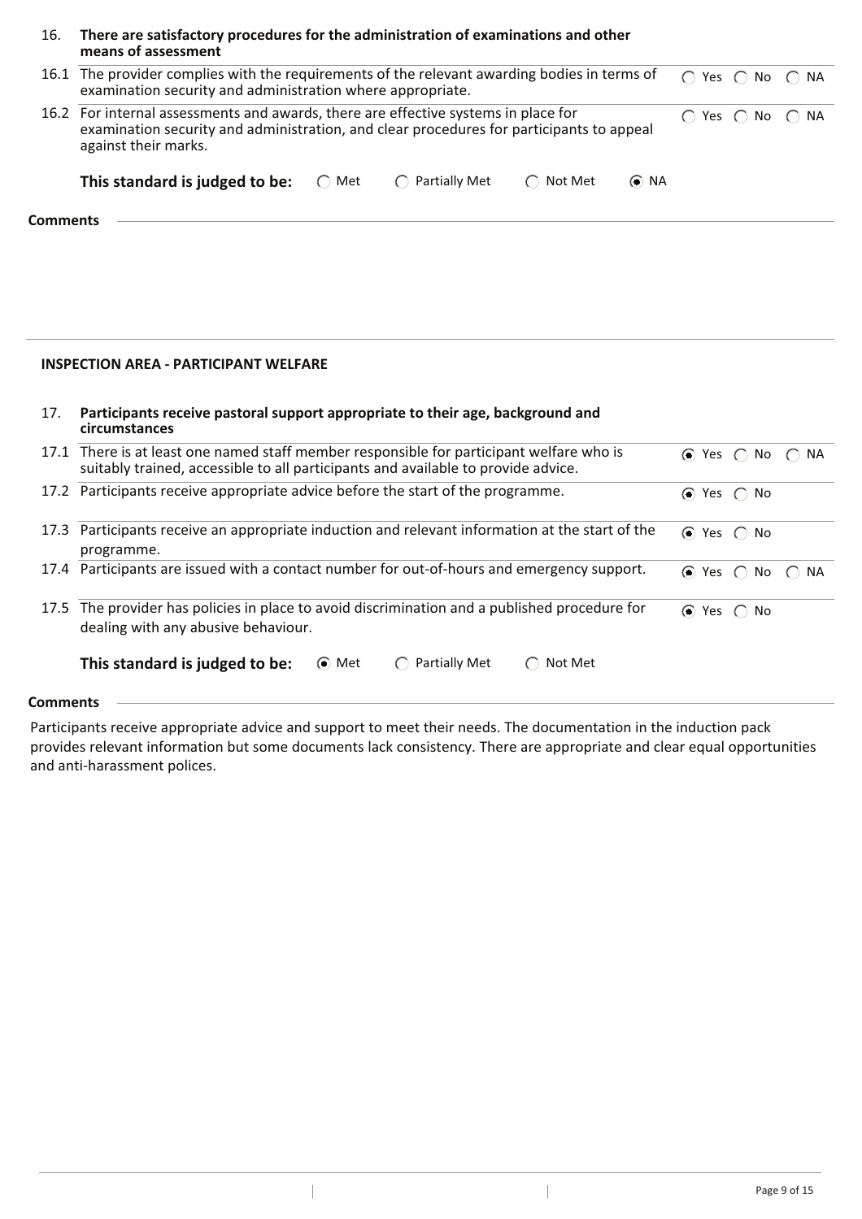### 16. There are satisfactory procedures for the administration of examinations and other means of assessment

| | | |
|---|---|---|
| 16.1 | The provider complies with the requirements of the relevant awarding bodies in terms of examination security and administration where appropriate. | ◯ Yes ◯ No ◯ NA |
| 16.2 | For internal assessments and awards, there are effective systems in place for examination security and administration, and clear procedures for participants to appeal against their marks. | ◯ Yes ◯ No ◯ NA |

**This standard is judged to be:** ◯ Met ◯ Partially Met ◯ Not Met ◉ NA

**Comments**

## INSPECTION AREA - PARTICIPANT WELFARE

### 17. Participants receive pastoral support appropriate to their age, background and circumstances

| | | |
|---|---|---|
| 17.1 | There is at least one named staff member responsible for participant welfare who is suitably trained, accessible to all participants and available to provide advice. | ◉ Yes ◯ No ◯ NA |
| 17.2 | Participants receive appropriate advice before the start of the programme. | ◉ Yes ◯ No |
| 17.3 | Participants receive an appropriate induction and relevant information at the start of the programme. | ◉ Yes ◯ No |
| 17.4 | Participants are issued with a contact number for out-of-hours and emergency support. | ◉ Yes ◯ No ◯ NA |
| 17.5 | The provider has policies in place to avoid discrimination and a published procedure for dealing with any abusive behaviour. | ◉ Yes ◯ No |

**This standard is judged to be:** ◉ Met ◯ Partially Met ◯ Not Met

**Comments**

Participants receive appropriate advice and support to meet their needs. The documentation in the induction pack provides relevant information but some documents lack consistency. There are appropriate and clear equal opportunities and anti-harassment polices.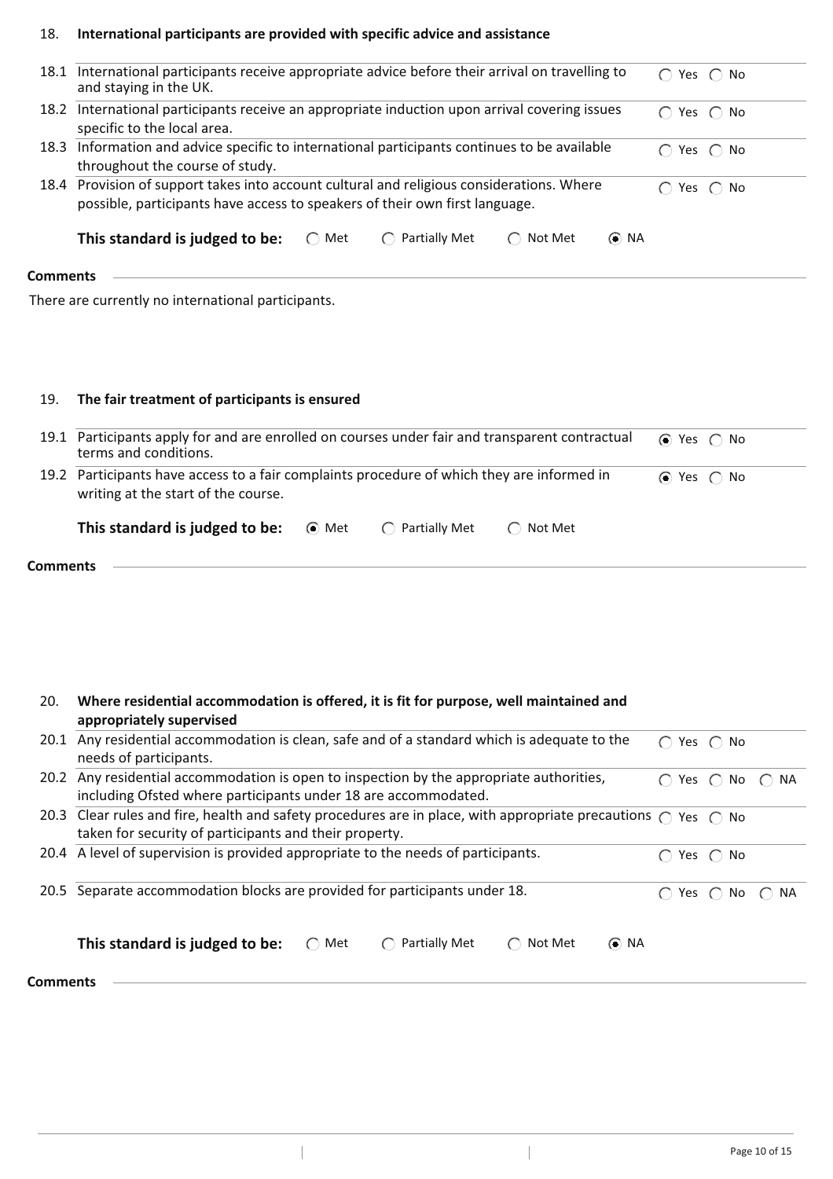## 18. International participants are provided with specific advice and assistance

| | | |
|---|---|---|
| 18.1 | International participants receive appropriate advice before their arrival on travelling to and staying in the UK. | ○ Yes ○ No |
| 18.2 | International participants receive an appropriate induction upon arrival covering issues specific to the local area. | ○ Yes ○ No |
| 18.3 | Information and advice specific to international participants continues to be available throughout the course of study. | ○ Yes ○ No |
| 18.4 | Provision of support takes into account cultural and religious considerations. Where possible, participants have access to speakers of their own first language. | ○ Yes ○ No |

**This standard is judged to be:** ○ Met ○ Partially Met ○ Not Met ◉ NA

**Comments**

There are currently no international participants.

## 19. The fair treatment of participants is ensured

| | | |
|---|---|---|
| 19.1 | Participants apply for and are enrolled on courses under fair and transparent contractual terms and conditions. | ◉ Yes ○ No |
| 19.2 | Participants have access to a fair complaints procedure of which they are informed in writing at the start of the course. | ◉ Yes ○ No |

**This standard is judged to be:** ◉ Met ○ Partially Met ○ Not Met

**Comments**

## 20. Where residential accommodation is offered, it is fit for purpose, well maintained and appropriately supervised

| | | |
|---|---|---|
| 20.1 | Any residential accommodation is clean, safe and of a standard which is adequate to the needs of participants. | ○ Yes ○ No |
| 20.2 | Any residential accommodation is open to inspection by the appropriate authorities, including Ofsted where participants under 18 are accommodated. | ○ Yes ○ No ○ NA |
| 20.3 | Clear rules and fire, health and safety procedures are in place, with appropriate precautions taken for security of participants and their property. | ○ Yes ○ No |
| 20.4 | A level of supervision is provided appropriate to the needs of participants. | ○ Yes ○ No |
| 20.5 | Separate accommodation blocks are provided for participants under 18. | ○ Yes ○ No ○ NA |

**This standard is judged to be:** ○ Met ○ Partially Met ○ Not Met ◉ NA

**Comments**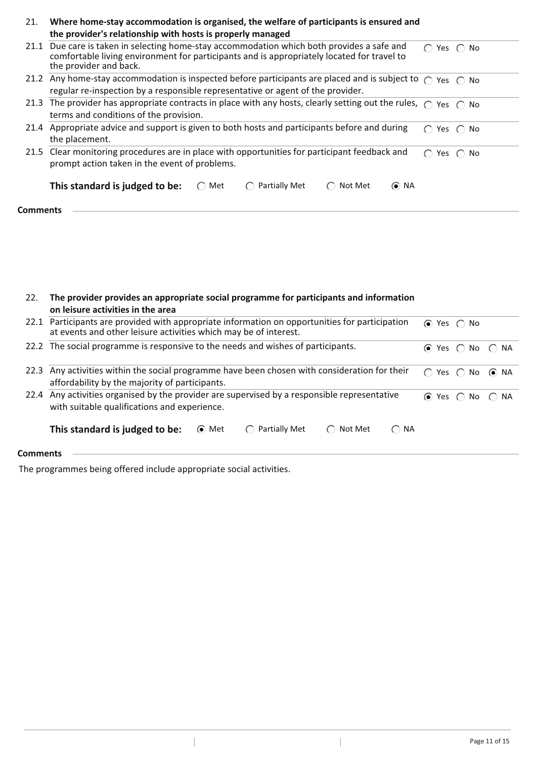## 21. Where home-stay accommodation is organised, the welfare of participants is ensured and the provider's relationship with hosts is properly managed

| | | |
|---|---|---|
| 21.1 | Due care is taken in selecting home-stay accommodation which both provides a safe and comfortable living environment for participants and is appropriately located for travel to the provider and back. | ○ Yes ○ No |
| 21.2 | Any home-stay accommodation is inspected before participants are placed and is subject to regular re-inspection by a responsible representative or agent of the provider. | ○ Yes ○ No |
| 21.3 | The provider has appropriate contracts in place with any hosts, clearly setting out the rules, terms and conditions of the provision. | ○ Yes ○ No |
| 21.4 | Appropriate advice and support is given to both hosts and participants before and during the placement. | ○ Yes ○ No |
| 21.5 | Clear monitoring procedures are in place with opportunities for participant feedback and prompt action taken in the event of problems. | ○ Yes ○ No |

**This standard is judged to be:** ○ Met ○ Partially Met ○ Not Met ◉ NA

**Comments**

## 22. The provider provides an appropriate social programme for participants and information on leisure activities in the area

| | | |
|---|---|---|
| 22.1 | Participants are provided with appropriate information on opportunities for participation at events and other leisure activities which may be of interest. | ◉ Yes ○ No |
| 22.2 | The social programme is responsive to the needs and wishes of participants. | ◉ Yes ○ No ○ NA |
| 22.3 | Any activities within the social programme have been chosen with consideration for their affordability by the majority of participants. | ○ Yes ○ No ◉ NA |
| 22.4 | Any activities organised by the provider are supervised by a responsible representative with suitable qualifications and experience. | ◉ Yes ○ No ○ NA |

**This standard is judged to be:** ◉ Met ○ Partially Met ○ Not Met ○ NA

**Comments**

The programmes being offered include appropriate social activities.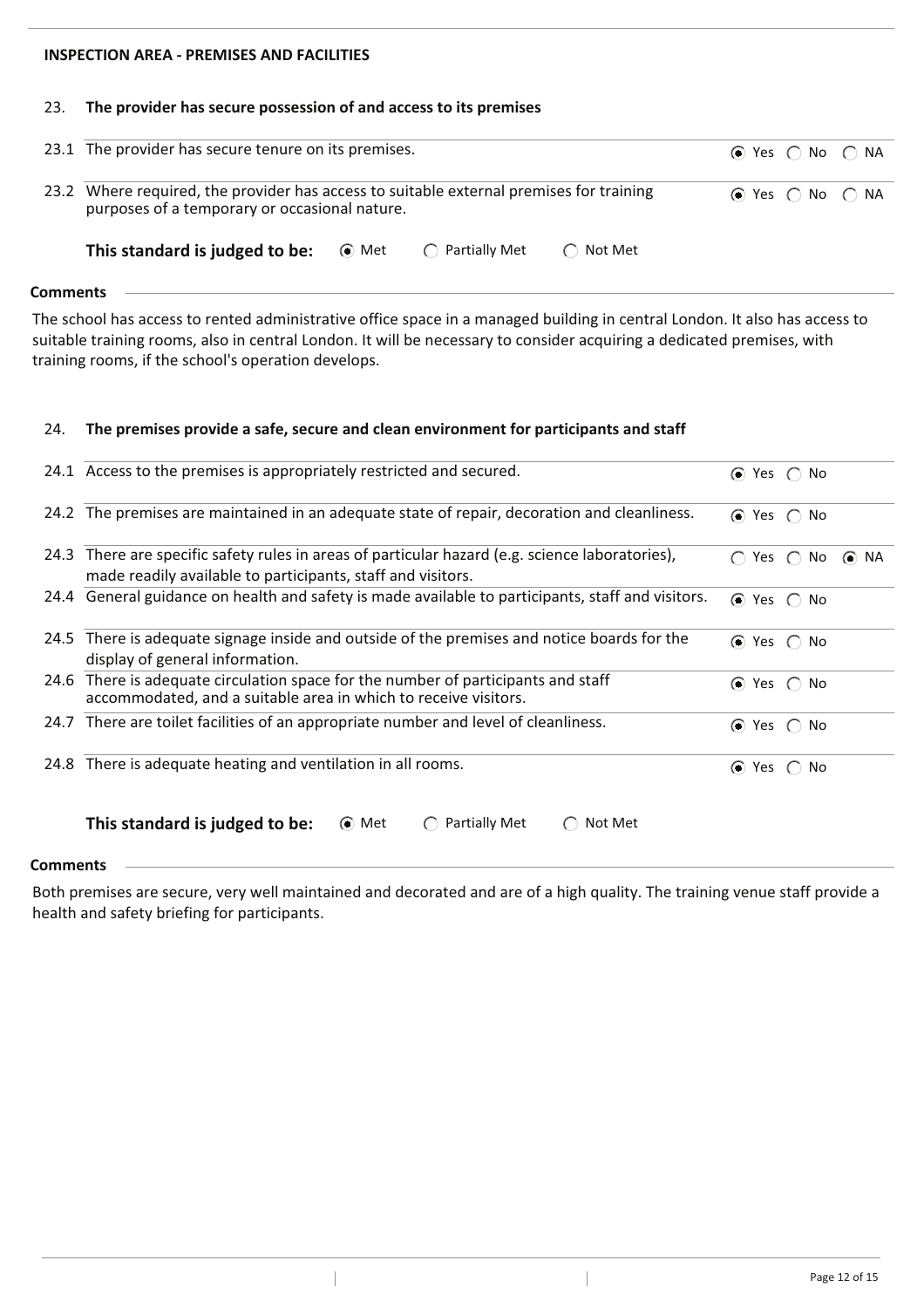## INSPECTION AREA - PREMISES AND FACILITIES

### 23. The provider has secure possession of and access to its premises

| | | Response |
|---|---|---|
| 23.1 | The provider has secure tenure on its premises. | ◉ Yes ○ No ○ NA |
| 23.2 | Where required, the provider has access to suitable external premises for training purposes of a temporary or occasional nature. | ◉ Yes ○ No ○ NA |

**This standard is judged to be:** ◉ Met ○ Partially Met ○ Not Met

**Comments**

The school has access to rented administrative office space in a managed building in central London. It also has access to suitable training rooms, also in central London. It will be necessary to consider acquiring a dedicated premises, with training rooms, if the school's operation develops.

### 24. The premises provide a safe, secure and clean environment for participants and staff

| | | Response |
|---|---|---|
| 24.1 | Access to the premises is appropriately restricted and secured. | ◉ Yes ○ No |
| 24.2 | The premises are maintained in an adequate state of repair, decoration and cleanliness. | ◉ Yes ○ No |
| 24.3 | There are specific safety rules in areas of particular hazard (e.g. science laboratories), made readily available to participants, staff and visitors. | ○ Yes ○ No ◉ NA |
| 24.4 | General guidance on health and safety is made available to participants, staff and visitors. | ◉ Yes ○ No |
| 24.5 | There is adequate signage inside and outside of the premises and notice boards for the display of general information. | ◉ Yes ○ No |
| 24.6 | There is adequate circulation space for the number of participants and staff accommodated, and a suitable area in which to receive visitors. | ◉ Yes ○ No |
| 24.7 | There are toilet facilities of an appropriate number and level of cleanliness. | ◉ Yes ○ No |
| 24.8 | There is adequate heating and ventilation in all rooms. | ◉ Yes ○ No |

**This standard is judged to be:** ◉ Met ○ Partially Met ○ Not Met

**Comments**

Both premises are secure, very well maintained and decorated and are of a high quality. The training venue staff provide a health and safety briefing for participants.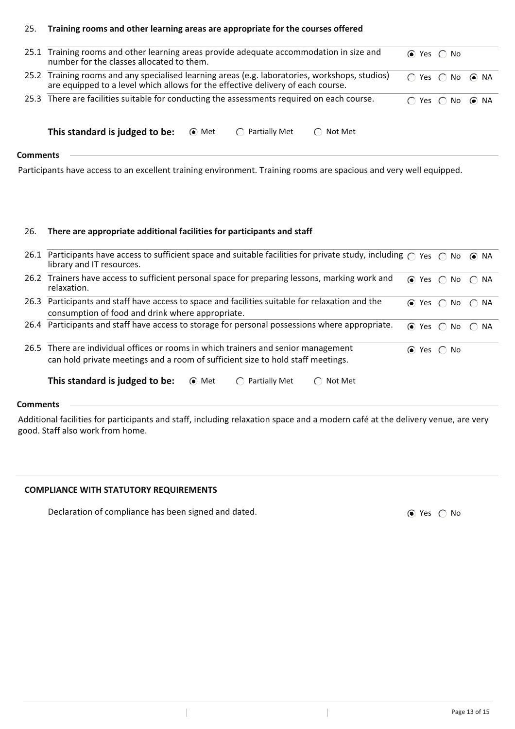### 25. Training rooms and other learning areas are appropriate for the courses offered

| | | |
|---|---|---|
| 25.1 | Training rooms and other learning areas provide adequate accommodation in size and number for the classes allocated to them. | ◉ Yes ◯ No |
| 25.2 | Training rooms and any specialised learning areas (e.g. laboratories, workshops, studios) are equipped to a level which allows for the effective delivery of each course. | ◯ Yes ◯ No ◉ NA |
| 25.3 | There are facilities suitable for conducting the assessments required on each course. | ◯ Yes ◯ No ◉ NA |

**This standard is judged to be:** ◉ Met ◯ Partially Met ◯ Not Met

**Comments**

Participants have access to an excellent training environment. Training rooms are spacious and very well equipped.

### 26. There are appropriate additional facilities for participants and staff

| | | |
|---|---|---|
| 26.1 | Participants have access to sufficient space and suitable facilities for private study, including library and IT resources. | ◯ Yes ◯ No ◉ NA |
| 26.2 | Trainers have access to sufficient personal space for preparing lessons, marking work and relaxation. | ◉ Yes ◯ No ◯ NA |
| 26.3 | Participants and staff have access to space and facilities suitable for relaxation and the consumption of food and drink where appropriate. | ◉ Yes ◯ No ◯ NA |
| 26.4 | Participants and staff have access to storage for personal possessions where appropriate. | ◉ Yes ◯ No ◯ NA |
| 26.5 | There are individual offices or rooms in which trainers and senior management can hold private meetings and a room of sufficient size to hold staff meetings. | ◉ Yes ◯ No |

**This standard is judged to be:** ◉ Met ◯ Partially Met ◯ Not Met

**Comments**

Additional facilities for participants and staff, including relaxation space and a modern café at the delivery venue, are very good. Staff also work from home.

**COMPLIANCE WITH STATUTORY REQUIREMENTS**

Declaration of compliance has been signed and dated. ◉ Yes ◯ No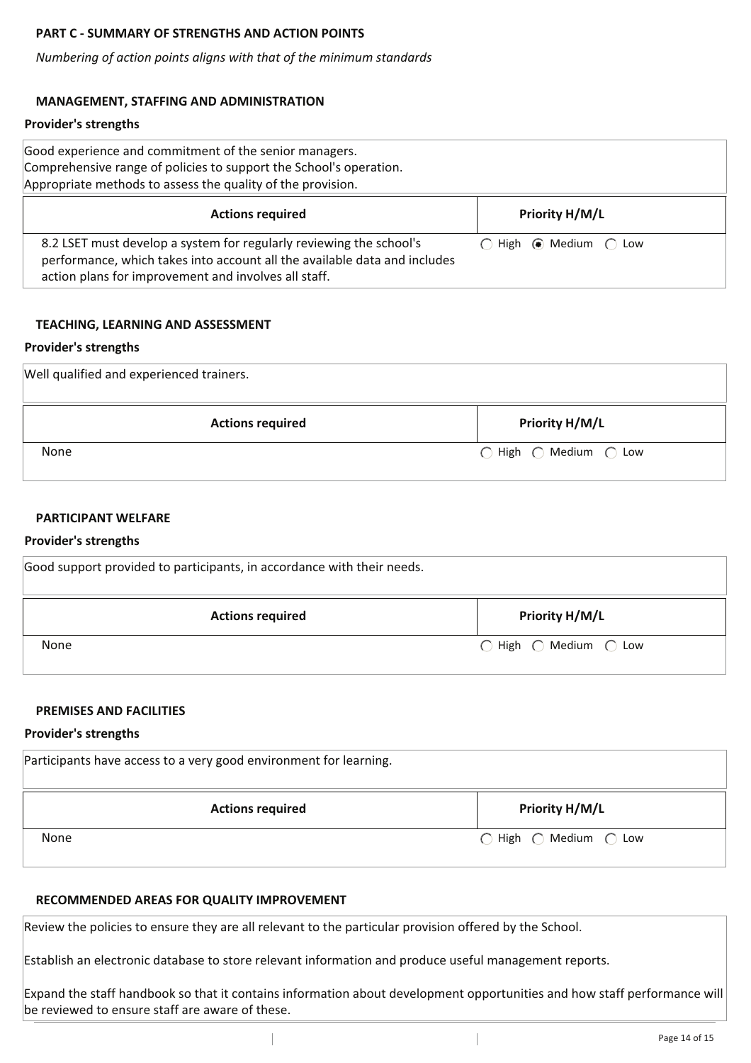**PART C - SUMMARY OF STRENGTHS AND ACTION POINTS**

*Numbering of action points aligns with that of the minimum standards*

**MANAGEMENT, STAFFING AND ADMINISTRATION**

**Provider's strengths**

Good experience and commitment of the senior managers.
Comprehensive range of policies to support the School's operation.
Appropriate methods to assess the quality of the provision.

| Actions required | Priority H/M/L |
|---|---|
| 8.2 LSET must develop a system for regularly reviewing the school's performance, which takes into account all the available data and includes action plans for improvement and involves all staff. | ◯ High ◉ Medium ◯ Low |

**TEACHING, LEARNING AND ASSESSMENT**

**Provider's strengths**

Well qualified and experienced trainers.

| Actions required | Priority H/M/L |
|---|---|
| None | ◯ High ◯ Medium ◯ Low |

**PARTICIPANT WELFARE**

**Provider's strengths**

Good support provided to participants, in accordance with their needs.

| Actions required | Priority H/M/L |
|---|---|
| None | ◯ High ◯ Medium ◯ Low |

**PREMISES AND FACILITIES**

**Provider's strengths**

Participants have access to a very good environment for learning.

| Actions required | Priority H/M/L |
|---|---|
| None | ◯ High ◯ Medium ◯ Low |

**RECOMMENDED AREAS FOR QUALITY IMPROVEMENT**

Review the policies to ensure they are all relevant to the particular provision offered by the School.

Establish an electronic database to store relevant information and produce useful management reports.

Expand the staff handbook so that it contains information about development opportunities and how staff performance will be reviewed to ensure staff are aware of these.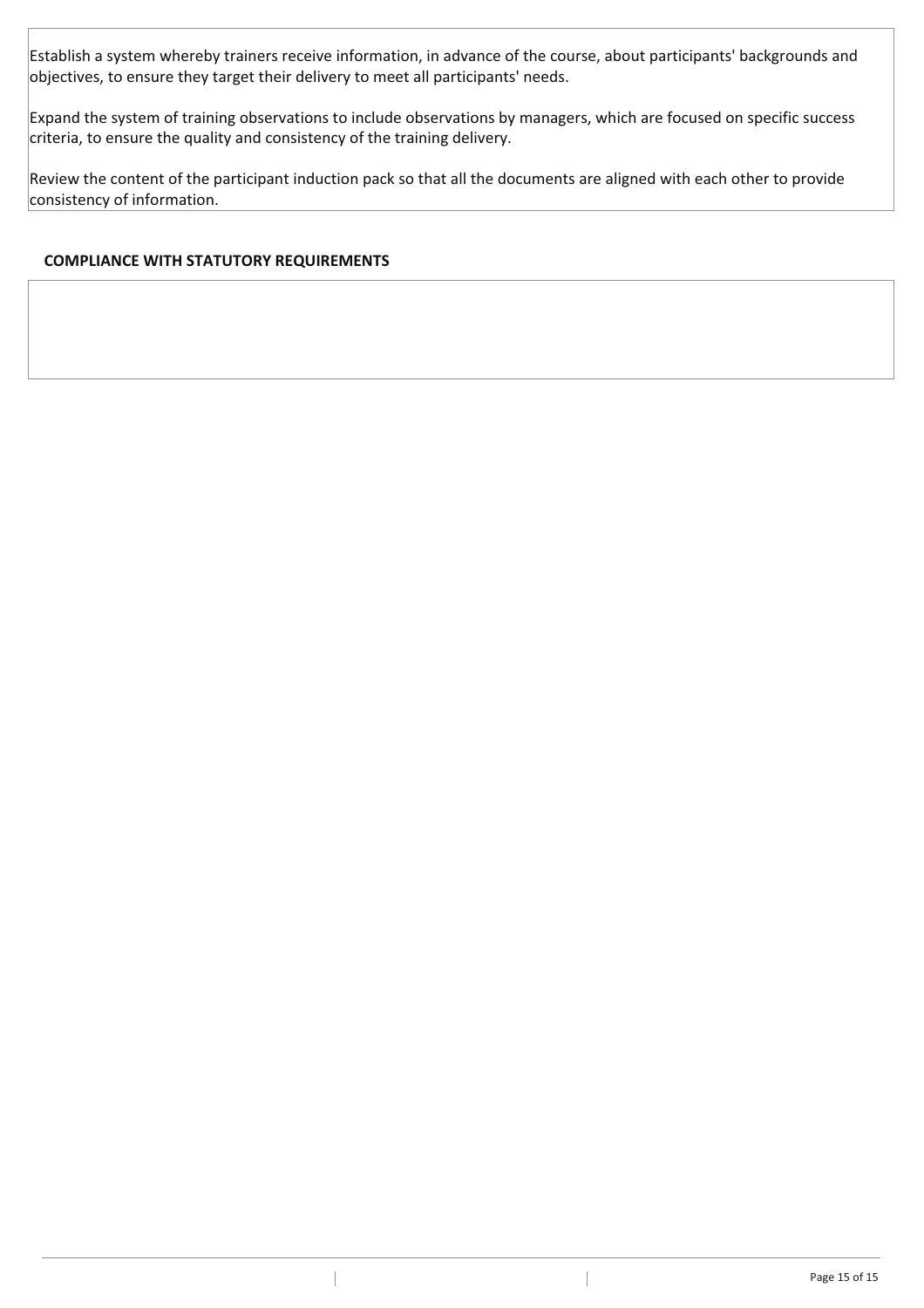Establish a system whereby trainers receive information, in advance of the course, about participants' backgrounds and objectives, to ensure they target their delivery to meet all participants' needs.

Expand the system of training observations to include observations by managers, which are focused on specific success criteria, to ensure the quality and consistency of the training delivery.

Review the content of the participant induction pack so that all the documents are aligned with each other to provide consistency of information.

**COMPLIANCE WITH STATUTORY REQUIREMENTS**